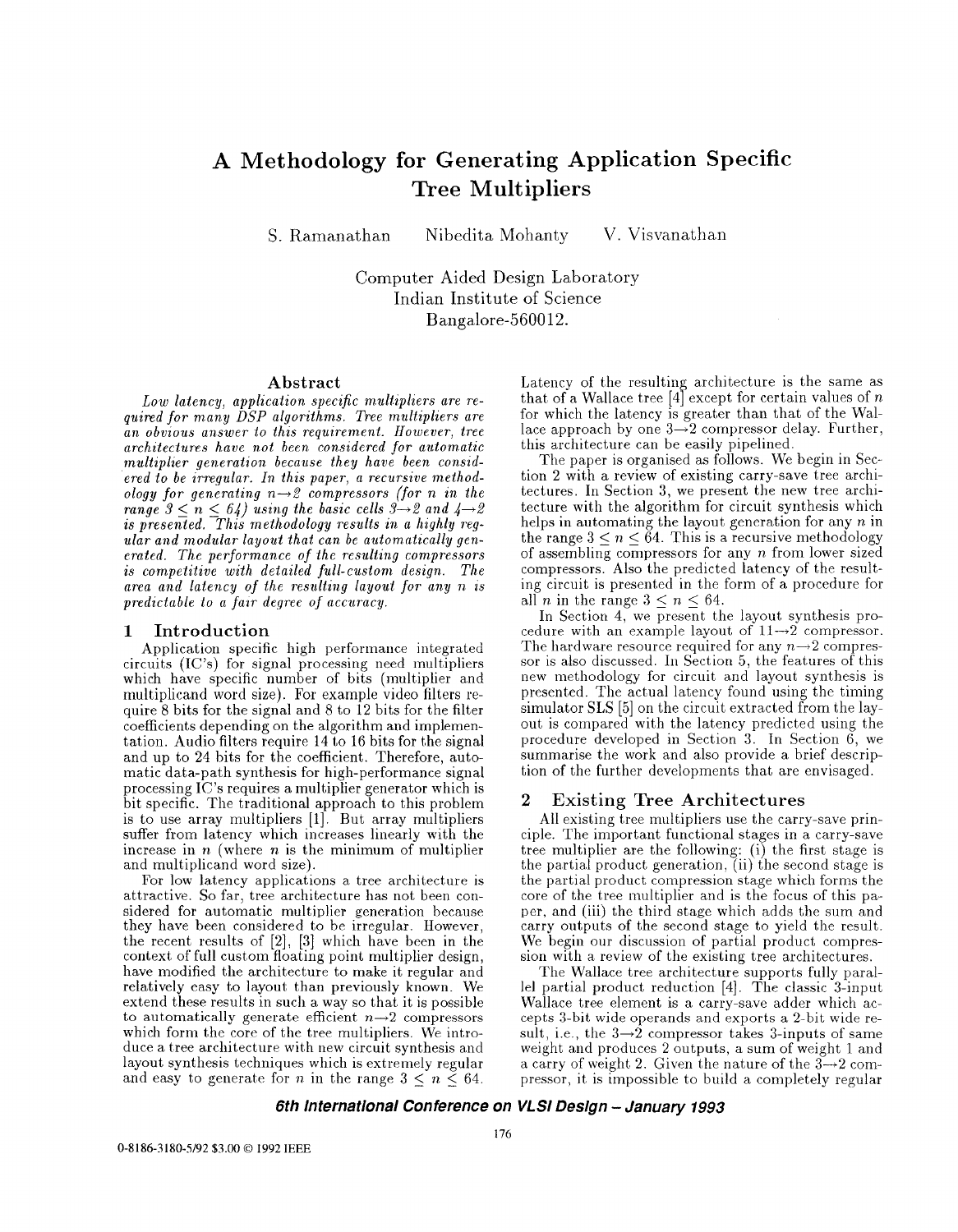# A Methodology for Generating Application Specific Tree Multipliers

S. Ramanathan  Nibedita Mohanty  V. Visvanathan

Computer Aided Design Laboratory
Indian Institute of Science
Bangalore-560012.

## Abstract

*Low latency, application specific multipliers are required for many DSP algorithms. Tree multipliers are an obvious answer to this requirement. However, tree architectures have not been considered for automatic multiplier generation because they have been considered to be irregular. In this paper, a recursive methodology for generating $n \rightarrow 2$ compressors (for $n$ in the range $3 \leq n \leq 64$) using the basic cells $3 \rightarrow 2$ and $4 \rightarrow 2$ is presented. This methodology results in a highly regular and modular layout that can be automatically generated. The performance of the resulting compressors is competitive with detailed full-custom design. The area and latency of the resulting layout for any $n$ is predictable to a fair degree of accuracy.*

## 1 Introduction

Application specific high performance integrated circuits (IC's) for signal processing need multipliers which have specific number of bits (multiplier and multiplicand word size). For example video filters require 8 bits for the signal and 8 to 12 bits for the filter coefficients depending on the algorithm and implementation. Audio filters require 14 to 16 bits for the signal and up to 24 bits for the coefficient. Therefore, automatic data-path synthesis for high-performance signal processing IC's requires a multiplier generator which is bit specific. The traditional approach to this problem is to use array multipliers [1]. But array multipliers suffer from latency which increases linearly with the increase in $n$ (where $n$ is the minimum of multiplier and multiplicand word size).

For low latency applications a tree architecture is attractive. So far, tree architecture has not been considered for automatic multiplier generation because they have been considered to be irregular. However, the recent results of [2], [3] which have been in the context of full custom floating point multiplier design, have modified the architecture to make it regular and relatively easy to layout than previously known. We extend these results in such a way so that it is possible to automatically generate efficient $n \rightarrow 2$ compressors which form the core of the tree multipliers. We introduce a tree architecture with new circuit synthesis and layout synthesis techniques which is extremely regular and easy to generate for $n$ in the range $3 \leq n \leq 64$. Latency of the resulting architecture is the same as that of a Wallace tree [4] except for certain values of $n$ for which the latency is greater than that of the Wallace approach by one $3 \rightarrow 2$ compressor delay. Further, this architecture can be easily pipelined.

The paper is organised as follows. We begin in Section 2 with a review of existing carry-save tree architectures. In Section 3, we present the new tree architecture with the algorithm for circuit synthesis which helps in automating the layout generation for any $n$ in the range $3 \leq n \leq 64$. This is a recursive methodology of assembling compressors for any $n$ from lower sized compressors. Also the predicted latency of the resulting circuit is presented in the form of a procedure for all $n$ in the range $3 \leq n \leq 64$.

In Section 4, we present the layout synthesis procedure with an example layout of $11 \rightarrow 2$ compressor. The hardware resource required for any $n \rightarrow 2$ compressor is also discussed. In Section 5, the features of this new methodology for circuit and layout synthesis is presented. The actual latency found using the timing simulator SLS [5] on the circuit extracted from the layout is compared with the latency predicted using the procedure developed in Section 3. In Section 6, we summarise the work and also provide a brief description of the further developments that are envisaged.

## 2 Existing Tree Architectures

All existing tree multipliers use the carry-save principle. The important functional stages in a carry-save tree multiplier are the following: (i) the first stage is the partial product generation, (ii) the second stage is the partial product compression stage which forms the core of the tree multiplier and is the focus of this paper, and (iii) the third stage which adds the sum and carry outputs of the second stage to yield the result. We begin our discussion of partial product compression with a review of the existing tree architectures.

The Wallace tree architecture supports fully parallel partial product reduction [4]. The classic 3-input Wallace tree element is a carry-save adder which accepts 3-bit wide operands and exports a 2-bit wide result, i.e., the $3 \rightarrow 2$ compressor takes 3-inputs of same weight and produces 2 outputs, a sum of weight 1 and a carry of weight 2. Given the nature of the $3 \rightarrow 2$ compressor, it is impossible to build a completely regular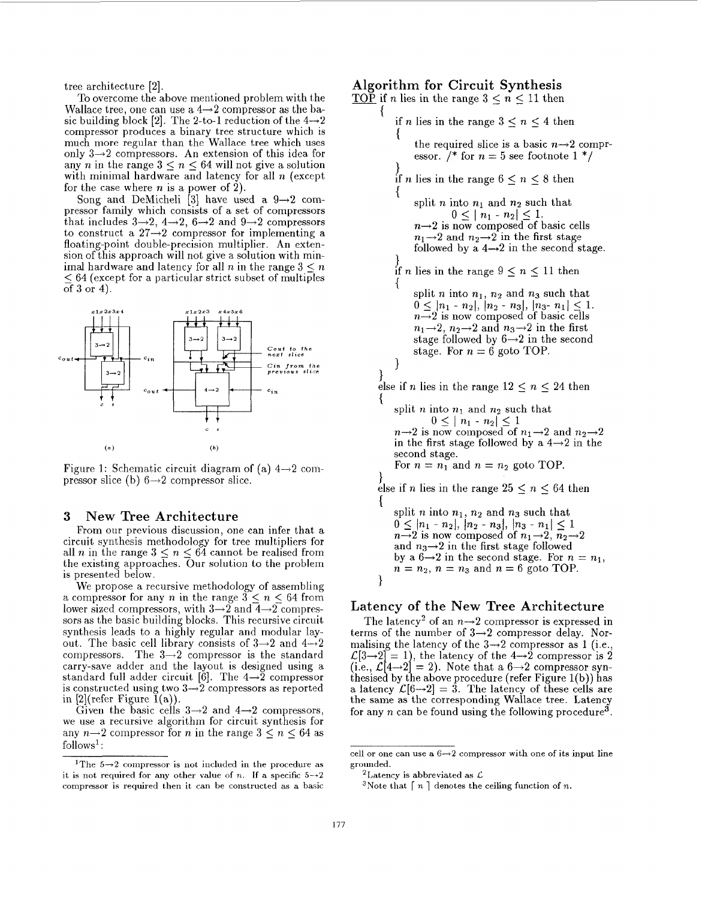tree architecture [2].

To overcome the above mentioned problem with the Wallace tree, one can use a 4→2 compressor as the basic building block [2]. The 2-to-1 reduction of the 4→2 compressor produces a binary tree structure which is much more regular than the Wallace tree which uses only 3→2 compressors. An extension of this idea for any $n$ in the range $3 \leq n \leq 64$ will not give a solution with minimal hardware and latency for all $n$ (except for the case where $n$ is a power of 2).

Song and DeMicheli [3] have used a 9→2 compressor family which consists of a set of compressors that includes 3→2, 4→2, 6→2 and 9→2 compressors to construct a 27→2 compressor for implementing a floating-point double-precision multiplier. An extension of this approach will not give a solution with minimal hardware and latency for all $n$ in the range $3 \leq n \leq 64$ (except for a particular strict subset of multiples of 3 or 4).

Figure 1: Schematic circuit diagram of (a) 4→2 compressor slice (b) 6→2 compressor slice.

## 3 New Tree Architecture

From our previous discussion, one can infer that a circuit synthesis methodology for tree multipliers for all $n$ in the range $3 \leq n \leq 64$ cannot be realised from the existing approaches. Our solution to the problem is presented below.

We propose a recursive methodology of assembling a compressor for any $n$ in the range $3 \leq n \leq 64$ from lower sized compressors, with 3→2 and 4→2 compressors as the basic building blocks. This recursive circuit synthesis leads to a highly regular and modular layout. The basic cell library consists of 3→2 and 4→2 compressors. The 3→2 compressor is the standard carry-save adder and the layout is designed using a standard full adder circuit [6]. The 4→2 compressor is constructed using two 3→2 compressors as reported in [2](refer Figure 1(a)).

Given the basic cells 3→2 and 4→2 compressors, we use a recursive algorithm for circuit synthesis for any $n$→2 compressor for $n$ in the range $3 \leq n \leq 64$ as follows[1]:

### Algorithm for Circuit Synthesis

```
TOP if n lies in the range 3 ≤ n ≤ 11 then
    {
        if n lies in the range 3 ≤ n ≤ 4 then
        {
            the required slice is a basic n→2 compr-
            essor. /* for n = 5 see footnote 1 */
        }
        if n lies in the range 6 ≤ n ≤ 8 then
        {
            split n into n1 and n2 such that
                0 ≤ | n1 - n2| ≤ 1.
            n→2 is now composed of basic cells
            n1→2 and n2→2 in the first stage
            followed by a 4→2 in the second stage.
        }
        if n lies in the range 9 ≤ n ≤ 11 then
        {
            split n into n1, n2 and n3 such that
            0 ≤ |n1 - n2|, |n2 - n3|, |n3- n1| ≤ 1.
            n→2 is now composed of basic cells
            n1→2, n2→2 and n3→2 in the first
            stage followed by 6→2 in the second
            stage. For n = 6 goto TOP.
        }
    }
    else if n lies in the range 12 ≤ n ≤ 24 then
    {
        split n into n1 and n2 such that
            0 ≤ | n1 - n2| ≤ 1
        n→2 is now composed of n1→2 and n2→2
        in the first stage followed by a 4→2 in the
        second stage.
        For n = n1 and n = n2 goto TOP.
    }
    else if n lies in the range 25 ≤ n ≤ 64 then
    {
        split n into n1, n2 and n3 such that
        0 ≤ |n1 - n2|, |n2 - n3|, |n3 - n1| ≤ 1
        n→2 is now composed of n1→2, n2→2
        and n3→2 in the first stage followed
        by a 6→2 in the second stage. For n = n1,
        n = n2, n = n3 and n = 6 goto TOP.
    }
```

### Latency of the New Tree Architecture

The latency[2] of an $n$→2 compressor is expressed in terms of the number of 3→2 compressor delay. Normalising the latency of the 3→2 compressor as 1 (i.e., $\mathcal{L}[3\to2] = 1$), the latency of the 4→2 compressor is 2 (i.e., $\mathcal{L}[4\to2] = 2$). Note that a 6→2 compressor synthesised by the above procedure (refer Figure 1(b)) has a latency $\mathcal{L}[6\to2] = 3$. The latency of these cells are the same as the corresponding Wallace tree. Latency for any $n$ can be found using the following procedure[3].

---

[1] The 5→2 compressor is not included in the procedure as it is not required for any other value of $n$. If a specific 5→2 compressor is required then it can be constructed as a basic cell or one can use a 6→2 compressor with one of its input line grounded.

[2] Latency is abbreviated as $\mathcal{L}$

[3] Note that $\lceil n \rceil$ denotes the ceiling function of $n$.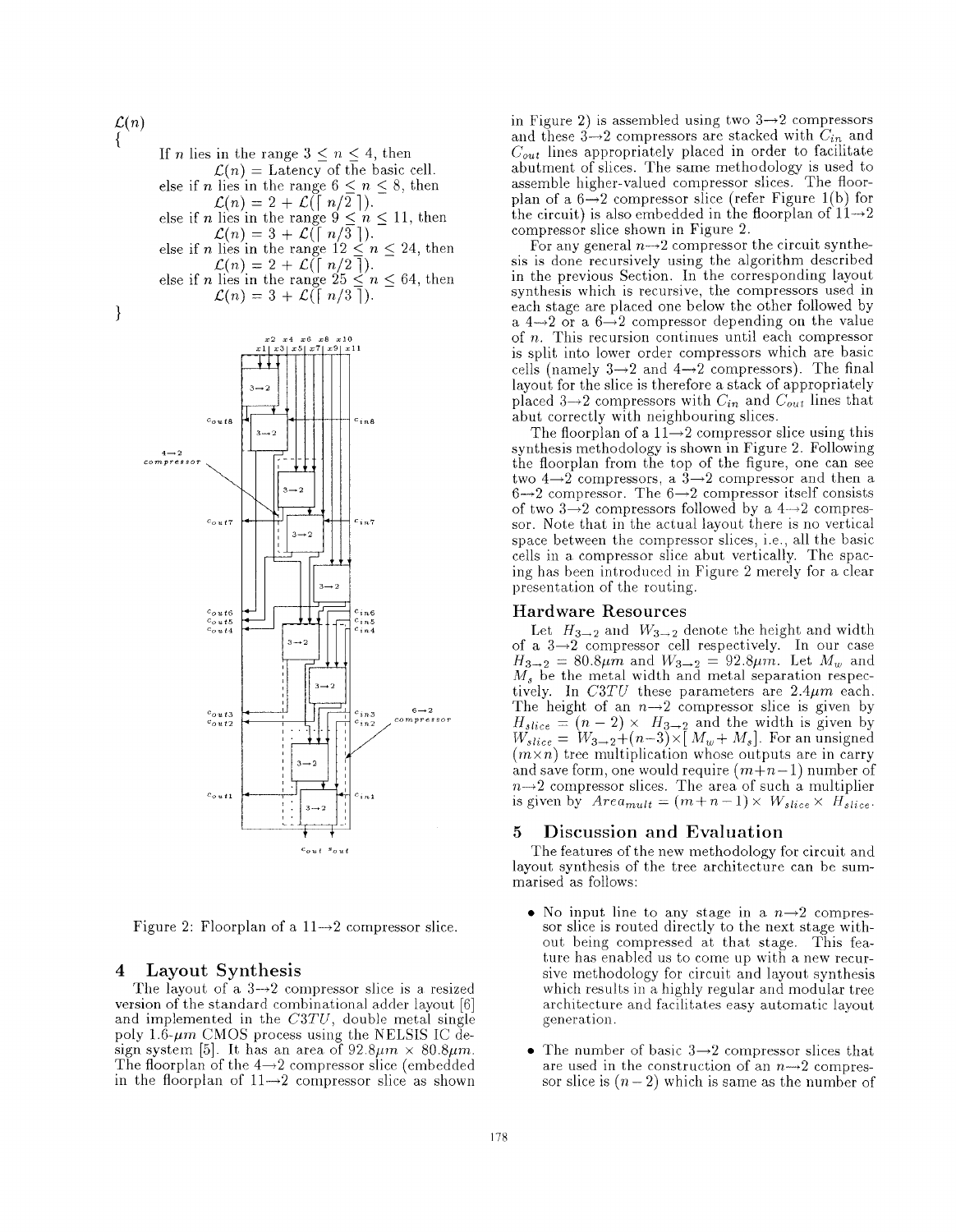$\mathcal{L}(n)$

{

If $n$ lies in the range $3 \leq n \leq 4$, then
$\mathcal{L}(n)$ = Latency of the basic cell.
else if $n$ lies in the range $6 \leq n \leq 8$, then
$\mathcal{L}(n) = 2 + \mathcal{L}(\lceil n/2 \rceil)$.
else if $n$ lies in the range $9 \leq n \leq 11$, then
$\mathcal{L}(n) = 3 + \mathcal{L}(\lceil n/3 \rceil)$.
else if $n$ lies in the range $12 \leq n \leq 24$, then
$\mathcal{L}(n) = 2 + \mathcal{L}(\lceil n/2 \rceil)$.
else if $n$ lies in the range $25 \leq n \leq 64$, then
$\mathcal{L}(n) = 3 + \mathcal{L}(\lceil n/3 \rceil)$.

}

Figure 2: Floorplan of a 11→2 compressor slice.

## 4 Layout Synthesis

The layout of a 3→2 compressor slice is a resized version of the standard combinational adder layout [6] and implemented in the *C3TU*, double metal single poly 1.6-$\mu m$ CMOS process using the NELSIS IC design system [5]. It has an area of $92.8\mu m \times 80.8\mu m$. The floorplan of the 4→2 compressor slice (embedded in the floorplan of 11→2 compressor slice as shown in Figure 2) is assembled using two 3→2 compressors and these 3→2 compressors are stacked with $C_{in}$ and $C_{out}$ lines appropriately placed in order to facilitate abutment of slices. The same methodology is used to assemble higher-valued compressor slices. The floorplan of a 6→2 compressor slice (refer Figure 1(b) for the circuit) is also embedded in the floorplan of 11→2 compressor slice shown in Figure 2.

For any general $n$→2 compressor the circuit synthesis is done recursively using the algorithm described in the previous Section. In the corresponding layout synthesis which is recursive, the compressors used in each stage are placed one below the other followed by a 4→2 or a 6→2 compressor depending on the value of $n$. This recursion continues until each compressor is split into lower order compressors which are basic cells (namely 3→2 and 4→2 compressors). The final layout for the slice is therefore a stack of appropriately placed 3→2 compressors with $C_{in}$ and $C_{out}$ lines that abut correctly with neighbouring slices.

The floorplan of a 11→2 compressor slice using this synthesis methodology is shown in Figure 2. Following the floorplan from the top of the figure, one can see two 4→2 compressors, a 3→2 compressor and then a 6→2 compressor. The 6→2 compressor itself consists of two 3→2 compressors followed by a 4→2 compressor. Note that in the actual layout there is no vertical space between the compressor slices, i.e., all the basic cells in a compressor slice abut vertically. The spacing has been introduced in Figure 2 merely for a clear presentation of the routing.

### Hardware Resources

Let $H_{3\rightarrow2}$ and $W_{3\rightarrow2}$ denote the height and width of a 3→2 compressor cell respectively. In our case $H_{3\rightarrow2} = 80.8\mu m$ and $W_{3\rightarrow2} = 92.8\mu m$. Let $M_w$ and $M_s$ be the metal width and metal separation respectively. In *C3TU* these parameters are $2.4\mu m$ each. The height of an $n$→2 compressor slice is given by $H_{slice} = (n-2) \times H_{3\rightarrow2}$ and the width is given by $W_{slice} = W_{3\rightarrow2} + (n-3) \times [M_w + M_s]$. For an unsigned $(m \times n)$ tree multiplication whose outputs are in carry and save form, one would require $(m+n-1)$ number of $n$→2 compressor slices. The area of such a multiplier is given by $Area_{mult} = (m+n-1) \times W_{slice} \times H_{slice}$.

## 5 Discussion and Evaluation

The features of the new methodology for circuit and layout synthesis of the tree architecture can be summarised as follows:

- No input line to any stage in a $n$→2 compressor slice is routed directly to the next stage without being compressed at that stage. This feature has enabled us to come up with a new recursive methodology for circuit and layout synthesis which results in a highly regular and modular tree architecture and facilitates easy automatic layout generation.

- The number of basic 3→2 compressor slices that are used in the construction of an $n$→2 compressor slice is $(n-2)$ which is same as the number of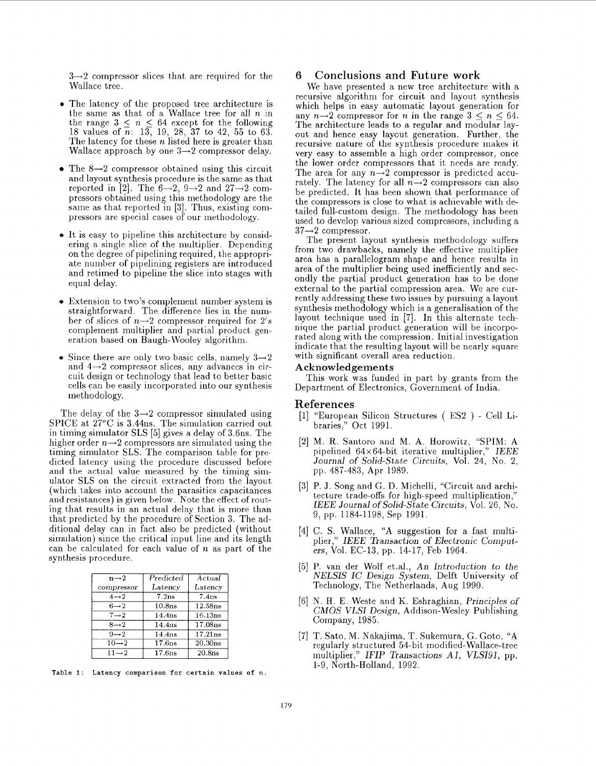3→2 compressor slices that are required for the Wallace tree.

- The latency of the proposed tree architecture is the same as that of a Wallace tree for all $n$ in the range $3 \leq n \leq 64$ except for the following 18 values of $n$: 13, 19, 28, 37 to 42, 55 to 63. The latency for these $n$ listed here is greater than Wallace approach by one 3→2 compressor delay.
- The 8→2 compressor obtained using this circuit and layout synthesis procedure is the same as that reported in [2]. The 6→2, 9→2 and 27→2 compressors obtained using this methodology are the same as that reported in [3]. Thus, existing compressors are special cases of our methodology.
- It is easy to pipeline this architecture by considering a single slice of the multiplier. Depending on the degree of pipelining required, the appropriate number of pipelining registers are introduced and retimed to pipeline the slice into stages with equal delay.
- Extension to two's complement number system is straightforward. The difference lies in the number of slices of $n$→2 compressor required for 2's complement multiplier and partial product generation based on Baugh-Wooley algorithm.
- Since there are only two basic cells, namely 3→2 and 4→2 compressor slices, any advances in circuit design or technology that lead to better basic cells can be easily incorporated into our synthesis methodology.

The delay of the 3→2 compressor simulated using SPICE at $27^oC$ is 3.44ns. The simulation carried out in timing simulator SLS [5] gives a delay of 3.6ns. The higher order $n$→2 compressors are simulated using the timing simulator SLS. The comparison table for predicted latency using the procedure discussed before and the actual value measured by the timing simulator SLS on the circuit extracted from the layout (which takes into account the parasitics capacitances and resistances) is given below. Note the effect of routing that results in an actual delay that is more than that predicted by the procedure of Section 3. The additional delay can in fact also be predicted (without simulation) since the critical input line and its length can be calculated for each value of $n$ as part of the synthesis procedure.

| $n$→2 compressor | *Predicted Latency* | *Actual Latency* |
|---|---|---|
| 4→2 | 7.2ns | 7.4ns |
| 6→2 | 10.8ns | 12.58ns |
| 7→2 | 14.4ns | 16.13ns |
| 8→2 | 14.4ns | 17.08ns |
| 9→2 | 14.4ns | 17.21ns |
| 10→2 | 17.6ns | 20.30ns |
| 11→2 | 17.6ns | 20.8ns |

Table 1: Latency comparison for certain values of $n$.

## 6 Conclusions and Future work

We have presented a new tree architecture with a recursive algorithm for circuit and layout synthesis which helps in easy automatic layout generation for any $n$→2 compressor for $n$ in the range $3 \leq n \leq 64$. The architecture leads to a regular and modular layout and hence easy layout generation. Further, the recursive nature of the synthesis procedure makes it very easy to assemble a high order compressor, once the lower order compressors that it needs are ready. The area for any $n$→2 compressor is predicted accurately. The latency for all $n$→2 compressors can also be predicted. It has been shown that performance of the compressors is close to what is achievable with detailed full-custom design. The methodology has been used to develop various sized compressors, including a 37→2 compressor.

The present layout synthesis methodology suffers from two drawbacks, namely the effective multiplier area has a parallelogram shape and hence results in area of the multiplier being used inefficiently and secondly the partial product generation has to be done external to the partial compression area. We are currently addressing these two issues by pursuing a layout synthesis methodology which is a generalisation of the layout technique used in [7]. In this alternate technique the partial product generation will be incorporated along with the compression. Initial investigation indicate that the resulting layout will be nearly square with significant overall area reduction.

### Acknowledgements

This work was funded in part by grants from the Department of Electronics, Government of India.

## References

[1] "European Silicon Structures ( ES2 ) - Cell Libraries," Oct 1991.

[2] M. R. Santoro and M. A. Horowitz, "SPIM: A pipelined 64×64-bit iterative multiplier," *IEEE Journal of Solid-State Circuits*, Vol. 24, No. 2, pp. 487-483, Apr 1989.

[3] P. J. Song and G. D. Michelli, "Circuit and architecture trade-offs for high-speed multiplication," *IEEE Journal of Solid-State Circuits*, Vol. 26, No. 9, pp. 1184-1198, Sep 1991.

[4] C. S. Wallace, "A suggestion for a fast multiplier," *IEEE Transaction of Electronic Computers*, Vol. EC-13, pp. 14-17, Feb 1964.

[5] P. van der Wolf et.al., *An Introduction to the NELSIS IC Design System*, Delft University of Technology, The Netherlands, Aug 1990.

[6] N. H. E. Weste and K. Eshraghian, *Principles of CMOS VLSI Design*, Addison-Wesley Publishing Company, 1985.

[7] T. Sato, M. Nakajima, T. Sukemura, G. Goto, "A regularly structured 54-bit modified-Wallace-tree multiplier," *IFIP Transactions A1, VLSI91*, pp. 1-9, North-Holland, 1992.